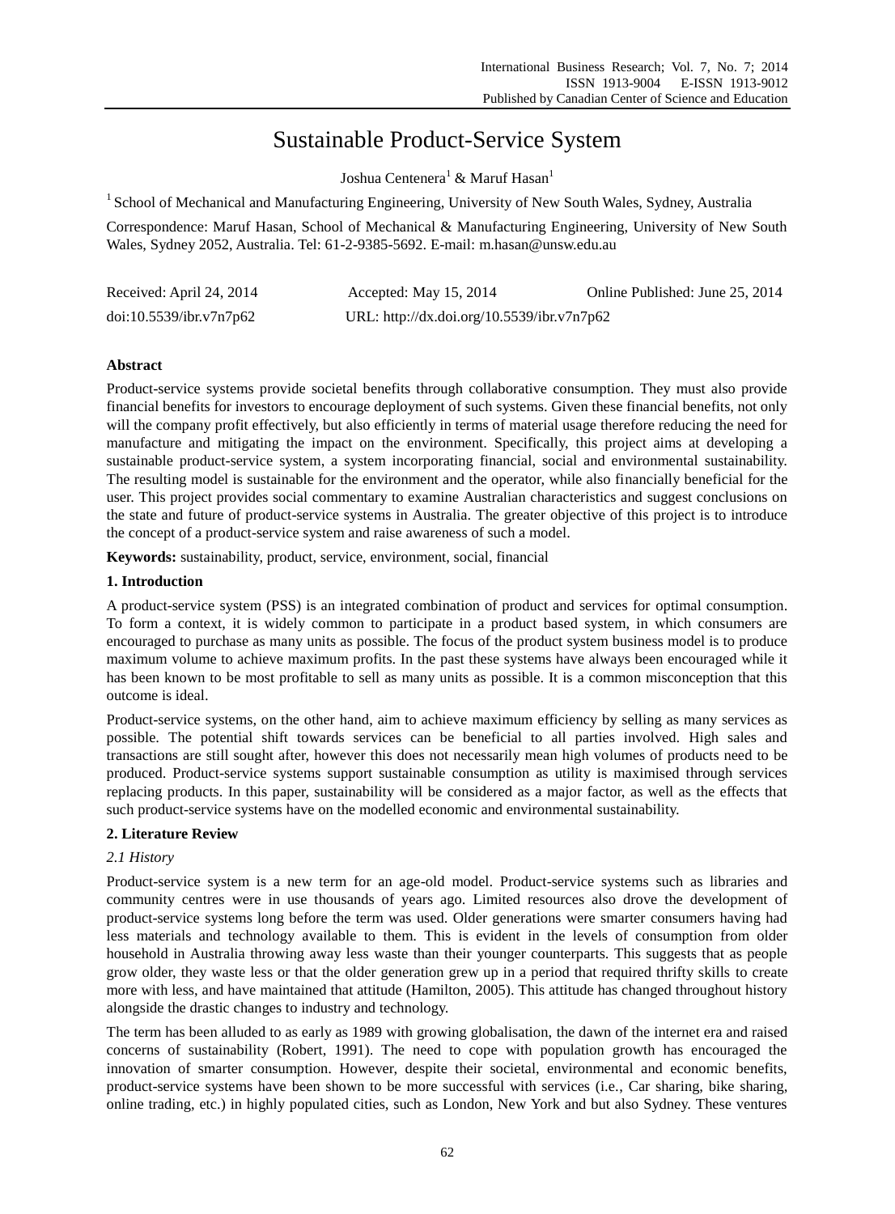# Sustainable Product-Service System

Joshua Centenera[1] & Maruf Hasan[1]

[1] School of Mechanical and Manufacturing Engineering, University of New South Wales, Sydney, Australia

Correspondence: Maruf Hasan, School of Mechanical & Manufacturing Engineering, University of New South Wales, Sydney 2052, Australia. Tel: 61-2-9385-5692. E-mail: m.hasan@unsw.edu.au

Received: April 24, 2014 Accepted: May 15, 2014 Online Published: June 25, 2014

doi:10.5539/ibr.v7n7p62 URL: http://dx.doi.org/10.5539/ibr.v7n7p62

## Abstract

Product-service systems provide societal benefits through collaborative consumption. They must also provide financial benefits for investors to encourage deployment of such systems. Given these financial benefits, not only will the company profit effectively, but also efficiently in terms of material usage therefore reducing the need for manufacture and mitigating the impact on the environment. Specifically, this project aims at developing a sustainable product-service system, a system incorporating financial, social and environmental sustainability. The resulting model is sustainable for the environment and the operator, while also financially beneficial for the user. This project provides social commentary to examine Australian characteristics and suggest conclusions on the state and future of product-service systems in Australia. The greater objective of this project is to introduce the concept of a product-service system and raise awareness of such a model.

**Keywords:** sustainability, product, service, environment, social, financial

## 1. Introduction

A product-service system (PSS) is an integrated combination of product and services for optimal consumption. To form a context, it is widely common to participate in a product based system, in which consumers are encouraged to purchase as many units as possible. The focus of the product system business model is to produce maximum volume to achieve maximum profits. In the past these systems have always been encouraged while it has been known to be most profitable to sell as many units as possible. It is a common misconception that this outcome is ideal.

Product-service systems, on the other hand, aim to achieve maximum efficiency by selling as many services as possible. The potential shift towards services can be beneficial to all parties involved. High sales and transactions are still sought after, however this does not necessarily mean high volumes of products need to be produced. Product-service systems support sustainable consumption as utility is maximised through services replacing products. In this paper, sustainability will be considered as a major factor, as well as the effects that such product-service systems have on the modelled economic and environmental sustainability.

## 2. Literature Review

### *2.1 History*

Product-service system is a new term for an age-old model. Product-service systems such as libraries and community centres were in use thousands of years ago. Limited resources also drove the development of product-service systems long before the term was used. Older generations were smarter consumers having had less materials and technology available to them. This is evident in the levels of consumption from older household in Australia throwing away less waste than their younger counterparts. This suggests that as people grow older, they waste less or that the older generation grew up in a period that required thrifty skills to create more with less, and have maintained that attitude (Hamilton, 2005). This attitude has changed throughout history alongside the drastic changes to industry and technology.

The term has been alluded to as early as 1989 with growing globalisation, the dawn of the internet era and raised concerns of sustainability (Robert, 1991). The need to cope with population growth has encouraged the innovation of smarter consumption. However, despite their societal, environmental and economic benefits, product-service systems have been shown to be more successful with services (i.e., Car sharing, bike sharing, online trading, etc.) in highly populated cities, such as London, New York and but also Sydney. These ventures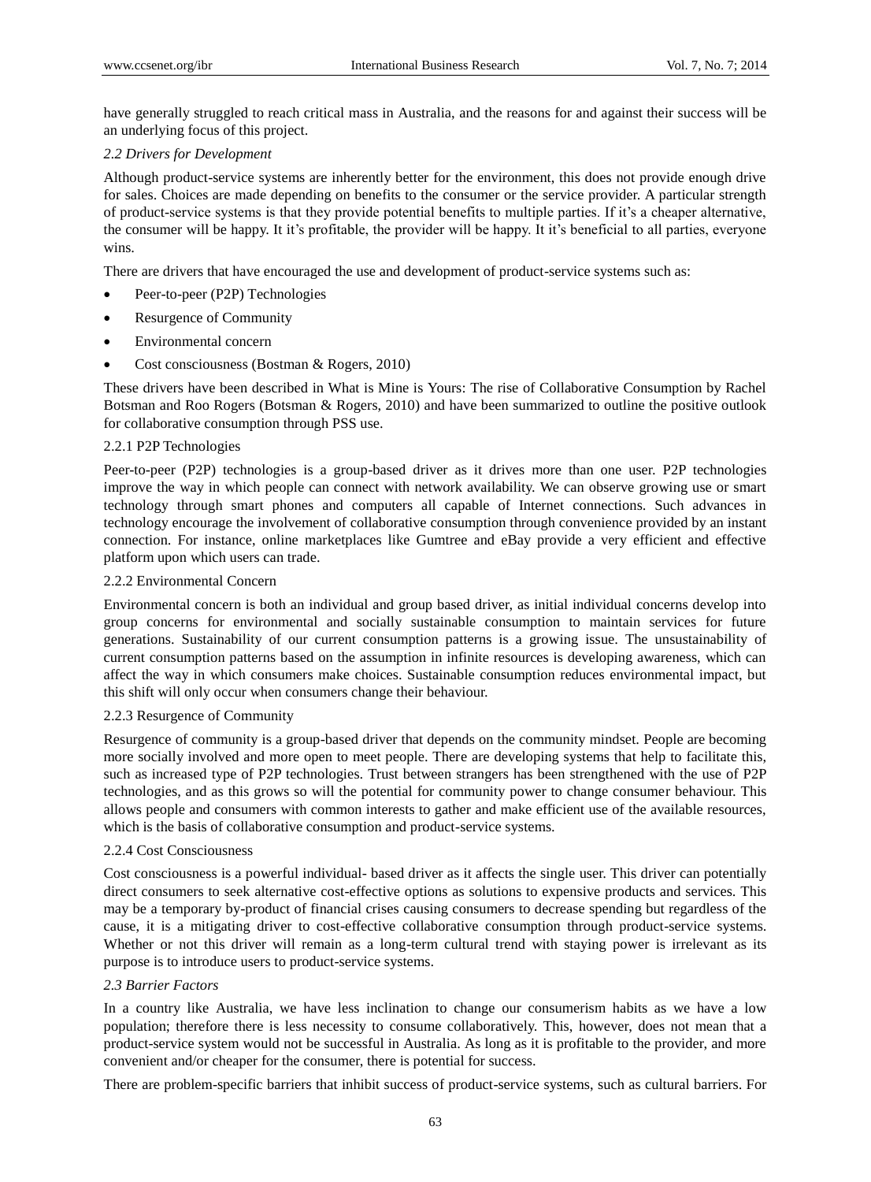have generally struggled to reach critical mass in Australia, and the reasons for and against their success will be an underlying focus of this project.

### *2.2 Drivers for Development*

Although product-service systems are inherently better for the environment, this does not provide enough drive for sales. Choices are made depending on benefits to the consumer or the service provider. A particular strength of product-service systems is that they provide potential benefits to multiple parties. If it's a cheaper alternative, the consumer will be happy. It it's profitable, the provider will be happy. It it's beneficial to all parties, everyone wins.

There are drivers that have encouraged the use and development of product-service systems such as:

- Peer-to-peer (P2P) Technologies
- Resurgence of Community
- Environmental concern
- Cost consciousness (Bostman & Rogers, 2010)

These drivers have been described in What is Mine is Yours: The rise of Collaborative Consumption by Rachel Botsman and Roo Rogers (Botsman & Rogers, 2010) and have been summarized to outline the positive outlook for collaborative consumption through PSS use.

#### 2.2.1 P2P Technologies

Peer-to-peer (P2P) technologies is a group-based driver as it drives more than one user. P2P technologies improve the way in which people can connect with network availability. We can observe growing use or smart technology through smart phones and computers all capable of Internet connections. Such advances in technology encourage the involvement of collaborative consumption through convenience provided by an instant connection. For instance, online marketplaces like Gumtree and eBay provide a very efficient and effective platform upon which users can trade.

#### 2.2.2 Environmental Concern

Environmental concern is both an individual and group based driver, as initial individual concerns develop into group concerns for environmental and socially sustainable consumption to maintain services for future generations. Sustainability of our current consumption patterns is a growing issue. The unsustainability of current consumption patterns based on the assumption in infinite resources is developing awareness, which can affect the way in which consumers make choices. Sustainable consumption reduces environmental impact, but this shift will only occur when consumers change their behaviour.

#### 2.2.3 Resurgence of Community

Resurgence of community is a group-based driver that depends on the community mindset. People are becoming more socially involved and more open to meet people. There are developing systems that help to facilitate this, such as increased type of P2P technologies. Trust between strangers has been strengthened with the use of P2P technologies, and as this grows so will the potential for community power to change consumer behaviour. This allows people and consumers with common interests to gather and make efficient use of the available resources, which is the basis of collaborative consumption and product-service systems.

#### 2.2.4 Cost Consciousness

Cost consciousness is a powerful individual- based driver as it affects the single user. This driver can potentially direct consumers to seek alternative cost-effective options as solutions to expensive products and services. This may be a temporary by-product of financial crises causing consumers to decrease spending but regardless of the cause, it is a mitigating driver to cost-effective collaborative consumption through product-service systems. Whether or not this driver will remain as a long-term cultural trend with staying power is irrelevant as its purpose is to introduce users to product-service systems.

### *2.3 Barrier Factors*

In a country like Australia, we have less inclination to change our consumerism habits as we have a low population; therefore there is less necessity to consume collaboratively. This, however, does not mean that a product-service system would not be successful in Australia. As long as it is profitable to the provider, and more convenient and/or cheaper for the consumer, there is potential for success.

There are problem-specific barriers that inhibit success of product-service systems, such as cultural barriers. For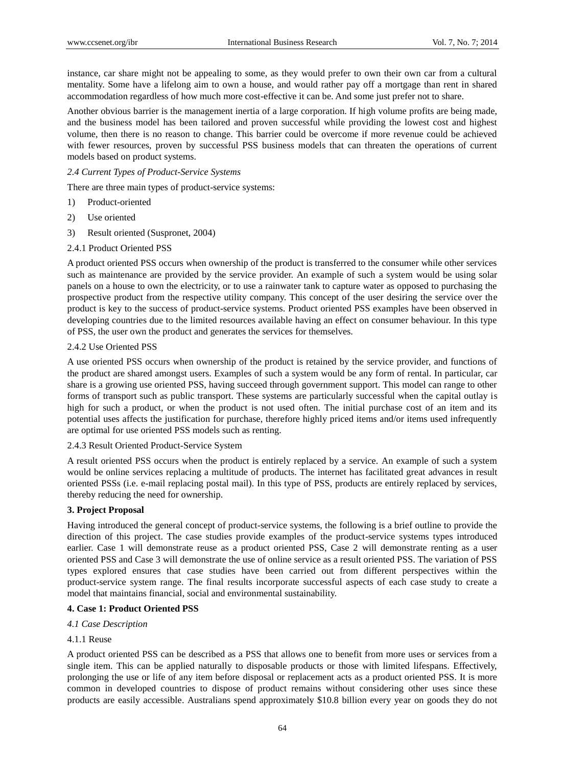instance, car share might not be appealing to some, as they would prefer to own their own car from a cultural mentality. Some have a lifelong aim to own a house, and would rather pay off a mortgage than rent in shared accommodation regardless of how much more cost-effective it can be. And some just prefer not to share.

Another obvious barrier is the management inertia of a large corporation. If high volume profits are being made, and the business model has been tailored and proven successful while providing the lowest cost and highest volume, then there is no reason to change. This barrier could be overcome if more revenue could be achieved with fewer resources, proven by successful PSS business models that can threaten the operations of current models based on product systems.

### *2.4 Current Types of Product-Service Systems*

There are three main types of product-service systems:

1) Product-oriented
2) Use oriented
3) Result oriented (Suspronet, 2004)

#### 2.4.1 Product Oriented PSS

A product oriented PSS occurs when ownership of the product is transferred to the consumer while other services such as maintenance are provided by the service provider. An example of such a system would be using solar panels on a house to own the electricity, or to use a rainwater tank to capture water as opposed to purchasing the prospective product from the respective utility company. This concept of the user desiring the service over the product is key to the success of product-service systems. Product oriented PSS examples have been observed in developing countries due to the limited resources available having an effect on consumer behaviour. In this type of PSS, the user own the product and generates the services for themselves.

#### 2.4.2 Use Oriented PSS

A use oriented PSS occurs when ownership of the product is retained by the service provider, and functions of the product are shared amongst users. Examples of such a system would be any form of rental. In particular, car share is a growing use oriented PSS, having succeed through government support. This model can range to other forms of transport such as public transport. These systems are particularly successful when the capital outlay is high for such a product, or when the product is not used often. The initial purchase cost of an item and its potential uses affects the justification for purchase, therefore highly priced items and/or items used infrequently are optimal for use oriented PSS models such as renting.

#### 2.4.3 Result Oriented Product-Service System

A result oriented PSS occurs when the product is entirely replaced by a service. An example of such a system would be online services replacing a multitude of products. The internet has facilitated great advances in result oriented PSSs (i.e. e-mail replacing postal mail). In this type of PSS, products are entirely replaced by services, thereby reducing the need for ownership.

## 3. Project Proposal

Having introduced the general concept of product-service systems, the following is a brief outline to provide the direction of this project. The case studies provide examples of the product-service systems types introduced earlier. Case 1 will demonstrate reuse as a product oriented PSS, Case 2 will demonstrate renting as a user oriented PSS and Case 3 will demonstrate the use of online service as a result oriented PSS. The variation of PSS types explored ensures that case studies have been carried out from different perspectives within the product-service system range. The final results incorporate successful aspects of each case study to create a model that maintains financial, social and environmental sustainability.

## 4. Case 1: Product Oriented PSS

### *4.1 Case Description*

#### 4.1.1 Reuse

A product oriented PSS can be described as a PSS that allows one to benefit from more uses or services from a single item. This can be applied naturally to disposable products or those with limited lifespans. Effectively, prolonging the use or life of any item before disposal or replacement acts as a product oriented PSS. It is more common in developed countries to dispose of product remains without considering other uses since these products are easily accessible. Australians spend approximately $10.8 billion every year on goods they do not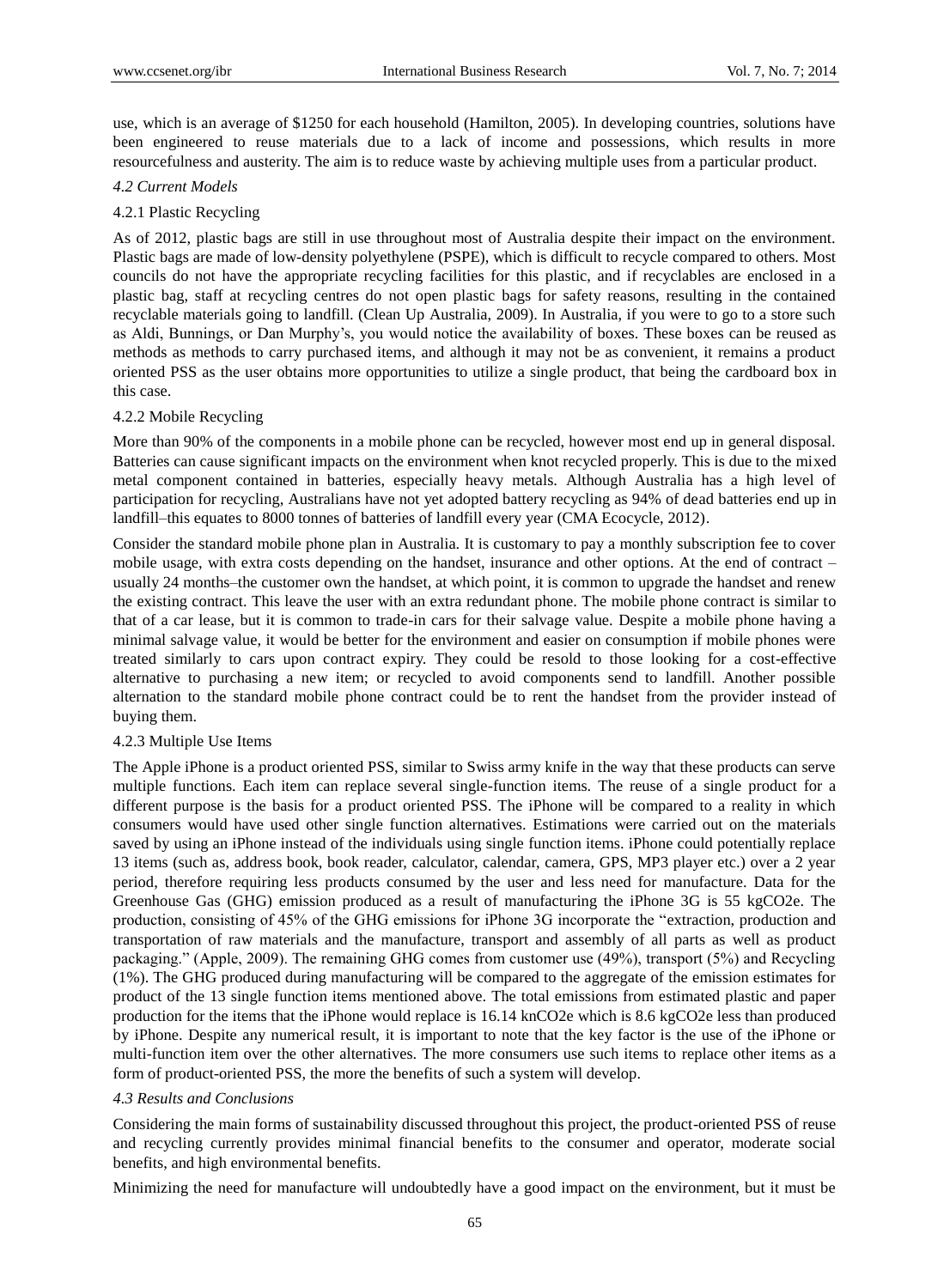use, which is an average of $1250 for each household (Hamilton, 2005). In developing countries, solutions have been engineered to reuse materials due to a lack of income and possessions, which results in more resourcefulness and austerity. The aim is to reduce waste by achieving multiple uses from a particular product.

### *4.2 Current Models*

#### 4.2.1 Plastic Recycling

As of 2012, plastic bags are still in use throughout most of Australia despite their impact on the environment. Plastic bags are made of low-density polyethylene (PSPE), which is difficult to recycle compared to others. Most councils do not have the appropriate recycling facilities for this plastic, and if recyclables are enclosed in a plastic bag, staff at recycling centres do not open plastic bags for safety reasons, resulting in the contained recyclable materials going to landfill. (Clean Up Australia, 2009). In Australia, if you were to go to a store such as Aldi, Bunnings, or Dan Murphy's, you would notice the availability of boxes. These boxes can be reused as methods as methods to carry purchased items, and although it may not be as convenient, it remains a product oriented PSS as the user obtains more opportunities to utilize a single product, that being the cardboard box in this case.

#### 4.2.2 Mobile Recycling

More than 90% of the components in a mobile phone can be recycled, however most end up in general disposal. Batteries can cause significant impacts on the environment when knot recycled properly. This is due to the mixed metal component contained in batteries, especially heavy metals. Although Australia has a high level of participation for recycling, Australians have not yet adopted battery recycling as 94% of dead batteries end up in landfill–this equates to 8000 tonnes of batteries of landfill every year (CMA Ecocycle, 2012).

Consider the standard mobile phone plan in Australia. It is customary to pay a monthly subscription fee to cover mobile usage, with extra costs depending on the handset, insurance and other options. At the end of contract – usually 24 months–the customer own the handset, at which point, it is common to upgrade the handset and renew the existing contract. This leave the user with an extra redundant phone. The mobile phone contract is similar to that of a car lease, but it is common to trade-in cars for their salvage value. Despite a mobile phone having a minimal salvage value, it would be better for the environment and easier on consumption if mobile phones were treated similarly to cars upon contract expiry. They could be resold to those looking for a cost-effective alternative to purchasing a new item; or recycled to avoid components send to landfill. Another possible alternation to the standard mobile phone contract could be to rent the handset from the provider instead of buying them.

#### 4.2.3 Multiple Use Items

The Apple iPhone is a product oriented PSS, similar to Swiss army knife in the way that these products can serve multiple functions. Each item can replace several single-function items. The reuse of a single product for a different purpose is the basis for a product oriented PSS. The iPhone will be compared to a reality in which consumers would have used other single function alternatives. Estimations were carried out on the materials saved by using an iPhone instead of the individuals using single function items. iPhone could potentially replace 13 items (such as, address book, book reader, calculator, calendar, camera, GPS, MP3 player etc.) over a 2 year period, therefore requiring less products consumed by the user and less need for manufacture. Data for the Greenhouse Gas (GHG) emission produced as a result of manufacturing the iPhone 3G is 55 kgCO2e. The production, consisting of 45% of the GHG emissions for iPhone 3G incorporate the "extraction, production and transportation of raw materials and the manufacture, transport and assembly of all parts as well as product packaging." (Apple, 2009). The remaining GHG comes from customer use (49%), transport (5%) and Recycling (1%). The GHG produced during manufacturing will be compared to the aggregate of the emission estimates for product of the 13 single function items mentioned above. The total emissions from estimated plastic and paper production for the items that the iPhone would replace is 16.14 knCO2e which is 8.6 kgCO2e less than produced by iPhone. Despite any numerical result, it is important to note that the key factor is the use of the iPhone or multi-function item over the other alternatives. The more consumers use such items to replace other items as a form of product-oriented PSS, the more the benefits of such a system will develop.

### *4.3 Results and Conclusions*

Considering the main forms of sustainability discussed throughout this project, the product-oriented PSS of reuse and recycling currently provides minimal financial benefits to the consumer and operator, moderate social benefits, and high environmental benefits.

Minimizing the need for manufacture will undoubtedly have a good impact on the environment, but it must be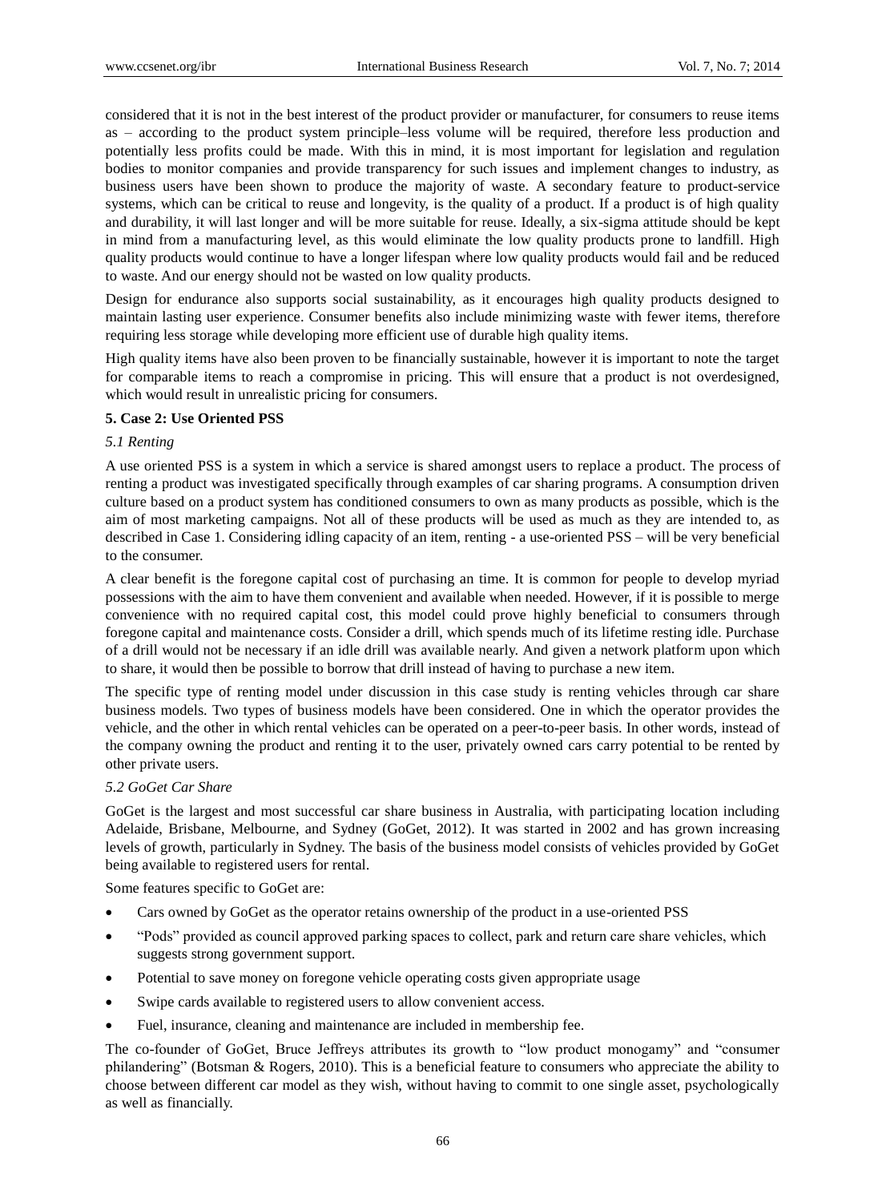considered that it is not in the best interest of the product provider or manufacturer, for consumers to reuse items as – according to the product system principle–less volume will be required, therefore less production and potentially less profits could be made. With this in mind, it is most important for legislation and regulation bodies to monitor companies and provide transparency for such issues and implement changes to industry, as business users have been shown to produce the majority of waste. A secondary feature to product-service systems, which can be critical to reuse and longevity, is the quality of a product. If a product is of high quality and durability, it will last longer and will be more suitable for reuse. Ideally, a six-sigma attitude should be kept in mind from a manufacturing level, as this would eliminate the low quality products prone to landfill. High quality products would continue to have a longer lifespan where low quality products would fail and be reduced to waste. And our energy should not be wasted on low quality products.

Design for endurance also supports social sustainability, as it encourages high quality products designed to maintain lasting user experience. Consumer benefits also include minimizing waste with fewer items, therefore requiring less storage while developing more efficient use of durable high quality items.

High quality items have also been proven to be financially sustainable, however it is important to note the target for comparable items to reach a compromise in pricing. This will ensure that a product is not overdesigned, which would result in unrealistic pricing for consumers.

## 5. Case 2: Use Oriented PSS

### *5.1 Renting*

A use oriented PSS is a system in which a service is shared amongst users to replace a product. The process of renting a product was investigated specifically through examples of car sharing programs. A consumption driven culture based on a product system has conditioned consumers to own as many products as possible, which is the aim of most marketing campaigns. Not all of these products will be used as much as they are intended to, as described in Case 1. Considering idling capacity of an item, renting - a use-oriented PSS – will be very beneficial to the consumer.

A clear benefit is the foregone capital cost of purchasing an time. It is common for people to develop myriad possessions with the aim to have them convenient and available when needed. However, if it is possible to merge convenience with no required capital cost, this model could prove highly beneficial to consumers through foregone capital and maintenance costs. Consider a drill, which spends much of its lifetime resting idle. Purchase of a drill would not be necessary if an idle drill was available nearly. And given a network platform upon which to share, it would then be possible to borrow that drill instead of having to purchase a new item.

The specific type of renting model under discussion in this case study is renting vehicles through car share business models. Two types of business models have been considered. One in which the operator provides the vehicle, and the other in which rental vehicles can be operated on a peer-to-peer basis. In other words, instead of the company owning the product and renting it to the user, privately owned cars carry potential to be rented by other private users.

### *5.2 GoGet Car Share*

GoGet is the largest and most successful car share business in Australia, with participating location including Adelaide, Brisbane, Melbourne, and Sydney (GoGet, 2012). It was started in 2002 and has grown increasing levels of growth, particularly in Sydney. The basis of the business model consists of vehicles provided by GoGet being available to registered users for rental.

Some features specific to GoGet are:

- Cars owned by GoGet as the operator retains ownership of the product in a use-oriented PSS
- "Pods" provided as council approved parking spaces to collect, park and return care share vehicles, which suggests strong government support.
- Potential to save money on foregone vehicle operating costs given appropriate usage
- Swipe cards available to registered users to allow convenient access.
- Fuel, insurance, cleaning and maintenance are included in membership fee.

The co-founder of GoGet, Bruce Jeffreys attributes its growth to "low product monogamy" and "consumer philandering" (Botsman & Rogers, 2010). This is a beneficial feature to consumers who appreciate the ability to choose between different car model as they wish, without having to commit to one single asset, psychologically as well as financially.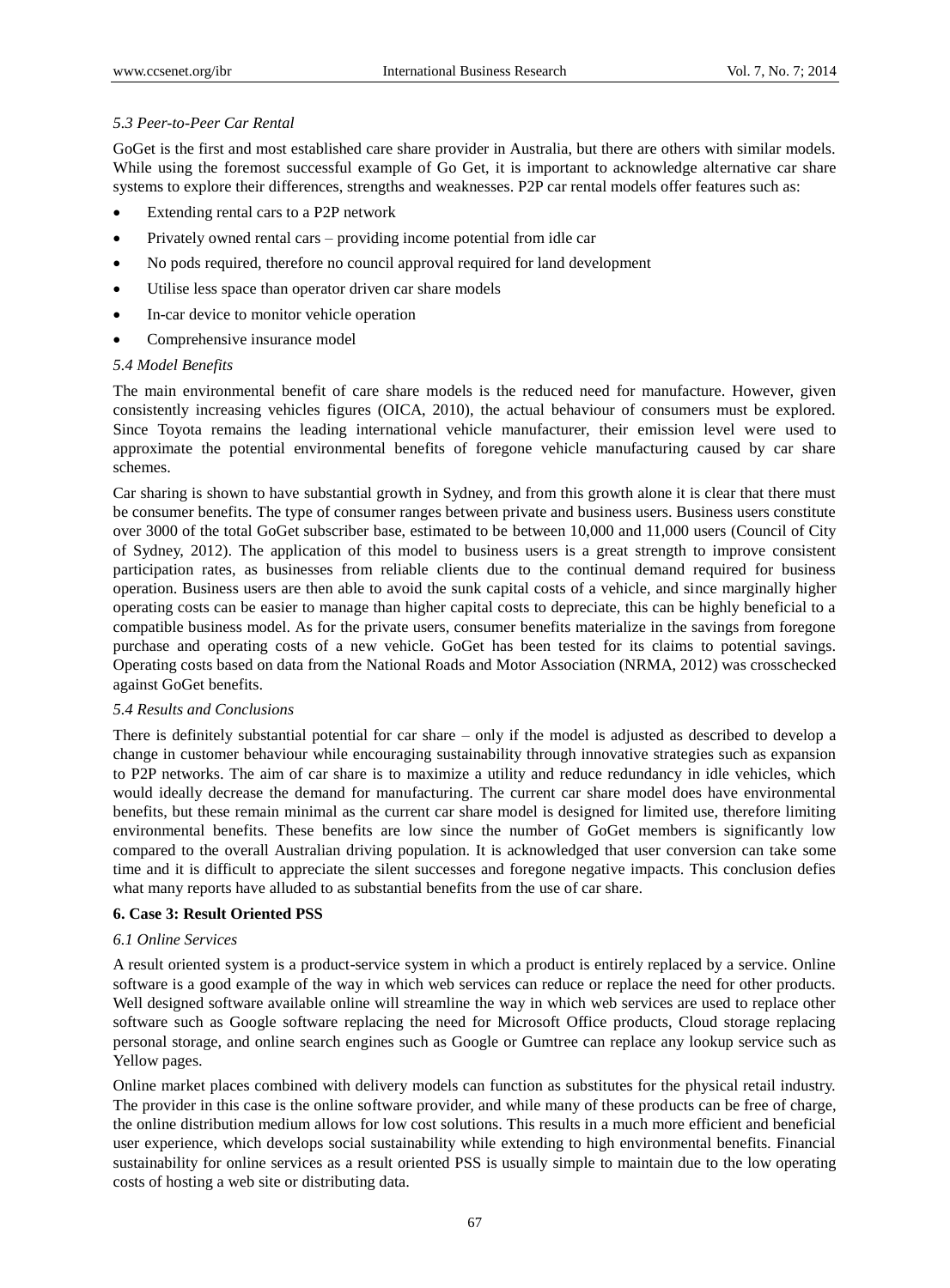### *5.3 Peer-to-Peer Car Rental*

GoGet is the first and most established care share provider in Australia, but there are others with similar models. While using the foremost successful example of Go Get, it is important to acknowledge alternative car share systems to explore their differences, strengths and weaknesses. P2P car rental models offer features such as:

- Extending rental cars to a P2P network
- Privately owned rental cars – providing income potential from idle car
- No pods required, therefore no council approval required for land development
- Utilise less space than operator driven car share models
- In-car device to monitor vehicle operation
- Comprehensive insurance model

### *5.4 Model Benefits*

The main environmental benefit of care share models is the reduced need for manufacture. However, given consistently increasing vehicles figures (OICA, 2010), the actual behaviour of consumers must be explored. Since Toyota remains the leading international vehicle manufacturer, their emission level were used to approximate the potential environmental benefits of foregone vehicle manufacturing caused by car share schemes.

Car sharing is shown to have substantial growth in Sydney, and from this growth alone it is clear that there must be consumer benefits. The type of consumer ranges between private and business users. Business users constitute over 3000 of the total GoGet subscriber base, estimated to be between 10,000 and 11,000 users (Council of City of Sydney, 2012). The application of this model to business users is a great strength to improve consistent participation rates, as businesses from reliable clients due to the continual demand required for business operation. Business users are then able to avoid the sunk capital costs of a vehicle, and since marginally higher operating costs can be easier to manage than higher capital costs to depreciate, this can be highly beneficial to a compatible business model. As for the private users, consumer benefits materialize in the savings from foregone purchase and operating costs of a new vehicle. GoGet has been tested for its claims to potential savings. Operating costs based on data from the National Roads and Motor Association (NRMA, 2012) was crosschecked against GoGet benefits.

### *5.4 Results and Conclusions*

There is definitely substantial potential for car share – only if the model is adjusted as described to develop a change in customer behaviour while encouraging sustainability through innovative strategies such as expansion to P2P networks. The aim of car share is to maximize a utility and reduce redundancy in idle vehicles, which would ideally decrease the demand for manufacturing. The current car share model does have environmental benefits, but these remain minimal as the current car share model is designed for limited use, therefore limiting environmental benefits. These benefits are low since the number of GoGet members is significantly low compared to the overall Australian driving population. It is acknowledged that user conversion can take some time and it is difficult to appreciate the silent successes and foregone negative impacts. This conclusion defies what many reports have alluded to as substantial benefits from the use of car share.

## 6. Case 3: Result Oriented PSS

### *6.1 Online Services*

A result oriented system is a product-service system in which a product is entirely replaced by a service. Online software is a good example of the way in which web services can reduce or replace the need for other products. Well designed software available online will streamline the way in which web services are used to replace other software such as Google software replacing the need for Microsoft Office products, Cloud storage replacing personal storage, and online search engines such as Google or Gumtree can replace any lookup service such as Yellow pages.

Online market places combined with delivery models can function as substitutes for the physical retail industry. The provider in this case is the online software provider, and while many of these products can be free of charge, the online distribution medium allows for low cost solutions. This results in a much more efficient and beneficial user experience, which develops social sustainability while extending to high environmental benefits. Financial sustainability for online services as a result oriented PSS is usually simple to maintain due to the low operating costs of hosting a web site or distributing data.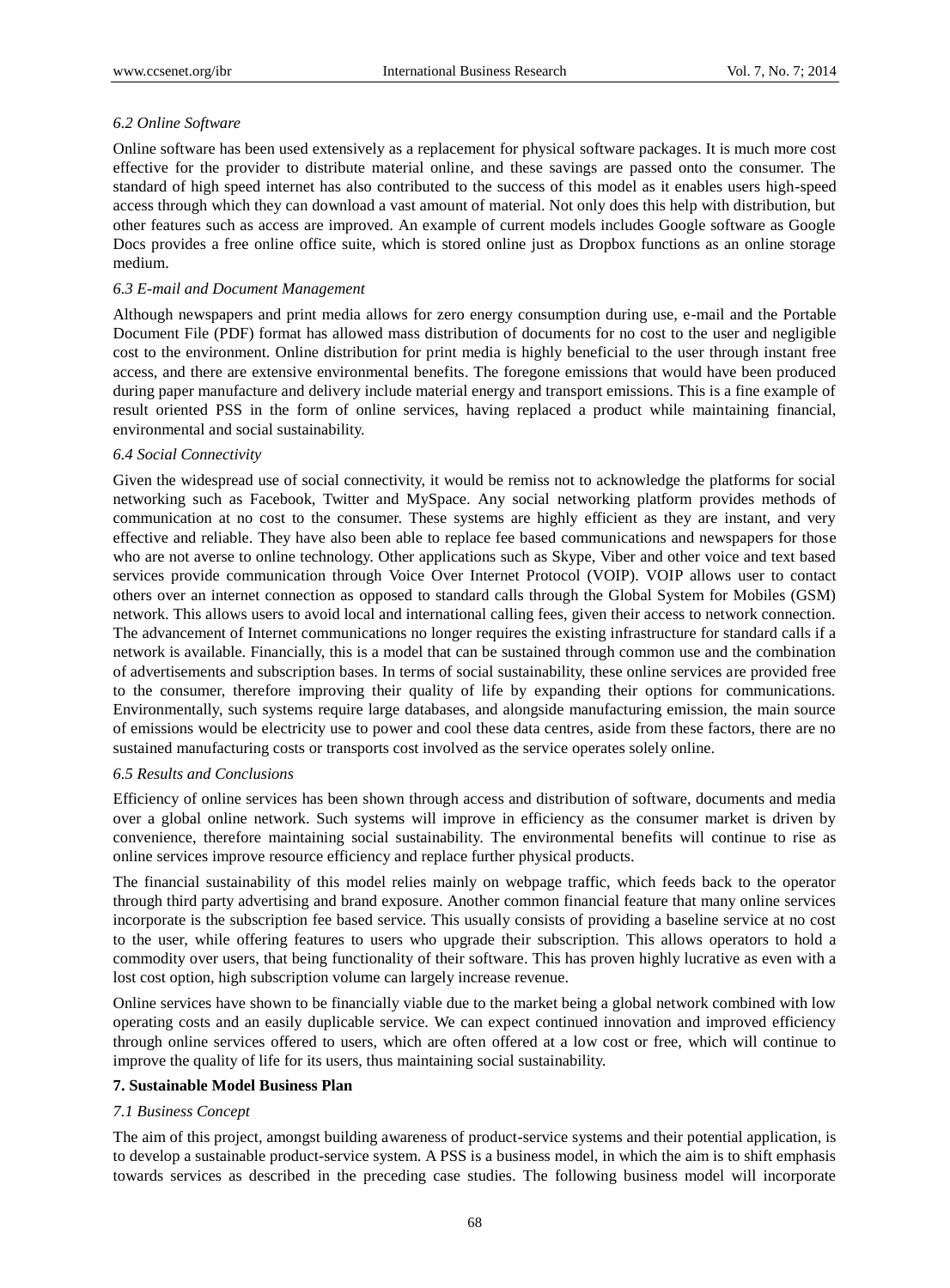### *6.2 Online Software*

Online software has been used extensively as a replacement for physical software packages. It is much more cost effective for the provider to distribute material online, and these savings are passed onto the consumer. The standard of high speed internet has also contributed to the success of this model as it enables users high-speed access through which they can download a vast amount of material. Not only does this help with distribution, but other features such as access are improved. An example of current models includes Google software as Google Docs provides a free online office suite, which is stored online just as Dropbox functions as an online storage medium.

### *6.3 E-mail and Document Management*

Although newspapers and print media allows for zero energy consumption during use, e-mail and the Portable Document File (PDF) format has allowed mass distribution of documents for no cost to the user and negligible cost to the environment. Online distribution for print media is highly beneficial to the user through instant free access, and there are extensive environmental benefits. The foregone emissions that would have been produced during paper manufacture and delivery include material energy and transport emissions. This is a fine example of result oriented PSS in the form of online services, having replaced a product while maintaining financial, environmental and social sustainability.

### *6.4 Social Connectivity*

Given the widespread use of social connectivity, it would be remiss not to acknowledge the platforms for social networking such as Facebook, Twitter and MySpace. Any social networking platform provides methods of communication at no cost to the consumer. These systems are highly efficient as they are instant, and very effective and reliable. They have also been able to replace fee based communications and newspapers for those who are not averse to online technology. Other applications such as Skype, Viber and other voice and text based services provide communication through Voice Over Internet Protocol (VOIP). VOIP allows user to contact others over an internet connection as opposed to standard calls through the Global System for Mobiles (GSM) network. This allows users to avoid local and international calling fees, given their access to network connection. The advancement of Internet communications no longer requires the existing infrastructure for standard calls if a network is available. Financially, this is a model that can be sustained through common use and the combination of advertisements and subscription bases. In terms of social sustainability, these online services are provided free to the consumer, therefore improving their quality of life by expanding their options for communications. Environmentally, such systems require large databases, and alongside manufacturing emission, the main source of emissions would be electricity use to power and cool these data centres, aside from these factors, there are no sustained manufacturing costs or transports cost involved as the service operates solely online.

### *6.5 Results and Conclusions*

Efficiency of online services has been shown through access and distribution of software, documents and media over a global online network. Such systems will improve in efficiency as the consumer market is driven by convenience, therefore maintaining social sustainability. The environmental benefits will continue to rise as online services improve resource efficiency and replace further physical products.

The financial sustainability of this model relies mainly on webpage traffic, which feeds back to the operator through third party advertising and brand exposure. Another common financial feature that many online services incorporate is the subscription fee based service. This usually consists of providing a baseline service at no cost to the user, while offering features to users who upgrade their subscription. This allows operators to hold a commodity over users, that being functionality of their software. This has proven highly lucrative as even with a lost cost option, high subscription volume can largely increase revenue.

Online services have shown to be financially viable due to the market being a global network combined with low operating costs and an easily duplicable service. We can expect continued innovation and improved efficiency through online services offered to users, which are often offered at a low cost or free, which will continue to improve the quality of life for its users, thus maintaining social sustainability.

## **7. Sustainable Model Business Plan**

### *7.1 Business Concept*

The aim of this project, amongst building awareness of product-service systems and their potential application, is to develop a sustainable product-service system. A PSS is a business model, in which the aim is to shift emphasis towards services as described in the preceding case studies. The following business model will incorporate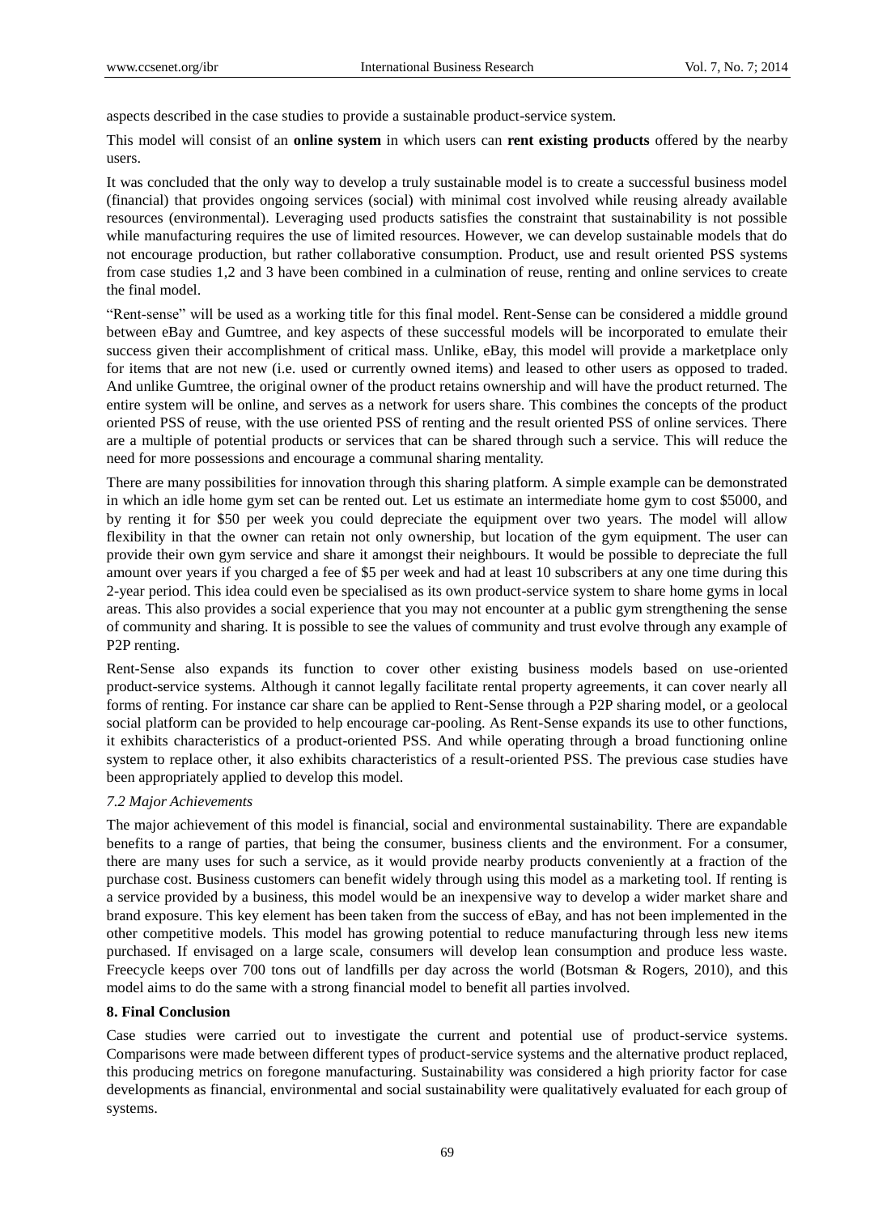aspects described in the case studies to provide a sustainable product-service system.

This model will consist of an **online system** in which users can **rent existing products** offered by the nearby users.

It was concluded that the only way to develop a truly sustainable model is to create a successful business model (financial) that provides ongoing services (social) with minimal cost involved while reusing already available resources (environmental). Leveraging used products satisfies the constraint that sustainability is not possible while manufacturing requires the use of limited resources. However, we can develop sustainable models that do not encourage production, but rather collaborative consumption. Product, use and result oriented PSS systems from case studies 1,2 and 3 have been combined in a culmination of reuse, renting and online services to create the final model.

"Rent-sense" will be used as a working title for this final model. Rent-Sense can be considered a middle ground between eBay and Gumtree, and key aspects of these successful models will be incorporated to emulate their success given their accomplishment of critical mass. Unlike, eBay, this model will provide a marketplace only for items that are not new (i.e. used or currently owned items) and leased to other users as opposed to traded. And unlike Gumtree, the original owner of the product retains ownership and will have the product returned. The entire system will be online, and serves as a network for users share. This combines the concepts of the product oriented PSS of reuse, with the use oriented PSS of renting and the result oriented PSS of online services. There are a multiple of potential products or services that can be shared through such a service. This will reduce the need for more possessions and encourage a communal sharing mentality.

There are many possibilities for innovation through this sharing platform. A simple example can be demonstrated in which an idle home gym set can be rented out. Let us estimate an intermediate home gym to cost $5000, and by renting it for $50 per week you could depreciate the equipment over two years. The model will allow flexibility in that the owner can retain not only ownership, but location of the gym equipment. The user can provide their own gym service and share it amongst their neighbours. It would be possible to depreciate the full amount over years if you charged a fee of $5 per week and had at least 10 subscribers at any one time during this 2-year period. This idea could even be specialised as its own product-service system to share home gyms in local areas. This also provides a social experience that you may not encounter at a public gym strengthening the sense of community and sharing. It is possible to see the values of community and trust evolve through any example of P2P renting.

Rent-Sense also expands its function to cover other existing business models based on use-oriented product-service systems. Although it cannot legally facilitate rental property agreements, it can cover nearly all forms of renting. For instance car share can be applied to Rent-Sense through a P2P sharing model, or a geolocal social platform can be provided to help encourage car-pooling. As Rent-Sense expands its use to other functions, it exhibits characteristics of a product-oriented PSS. And while operating through a broad functioning online system to replace other, it also exhibits characteristics of a result-oriented PSS. The previous case studies have been appropriately applied to develop this model.

### *7.2 Major Achievements*

The major achievement of this model is financial, social and environmental sustainability. There are expandable benefits to a range of parties, that being the consumer, business clients and the environment. For a consumer, there are many uses for such a service, as it would provide nearby products conveniently at a fraction of the purchase cost. Business customers can benefit widely through using this model as a marketing tool. If renting is a service provided by a business, this model would be an inexpensive way to develop a wider market share and brand exposure. This key element has been taken from the success of eBay, and has not been implemented in the other competitive models. This model has growing potential to reduce manufacturing through less new items purchased. If envisaged on a large scale, consumers will develop lean consumption and produce less waste. Freecycle keeps over 700 tons out of landfills per day across the world (Botsman & Rogers, 2010), and this model aims to do the same with a strong financial model to benefit all parties involved.

## 8. Final Conclusion

Case studies were carried out to investigate the current and potential use of product-service systems. Comparisons were made between different types of product-service systems and the alternative product replaced, this producing metrics on foregone manufacturing. Sustainability was considered a high priority factor for case developments as financial, environmental and social sustainability were qualitatively evaluated for each group of systems.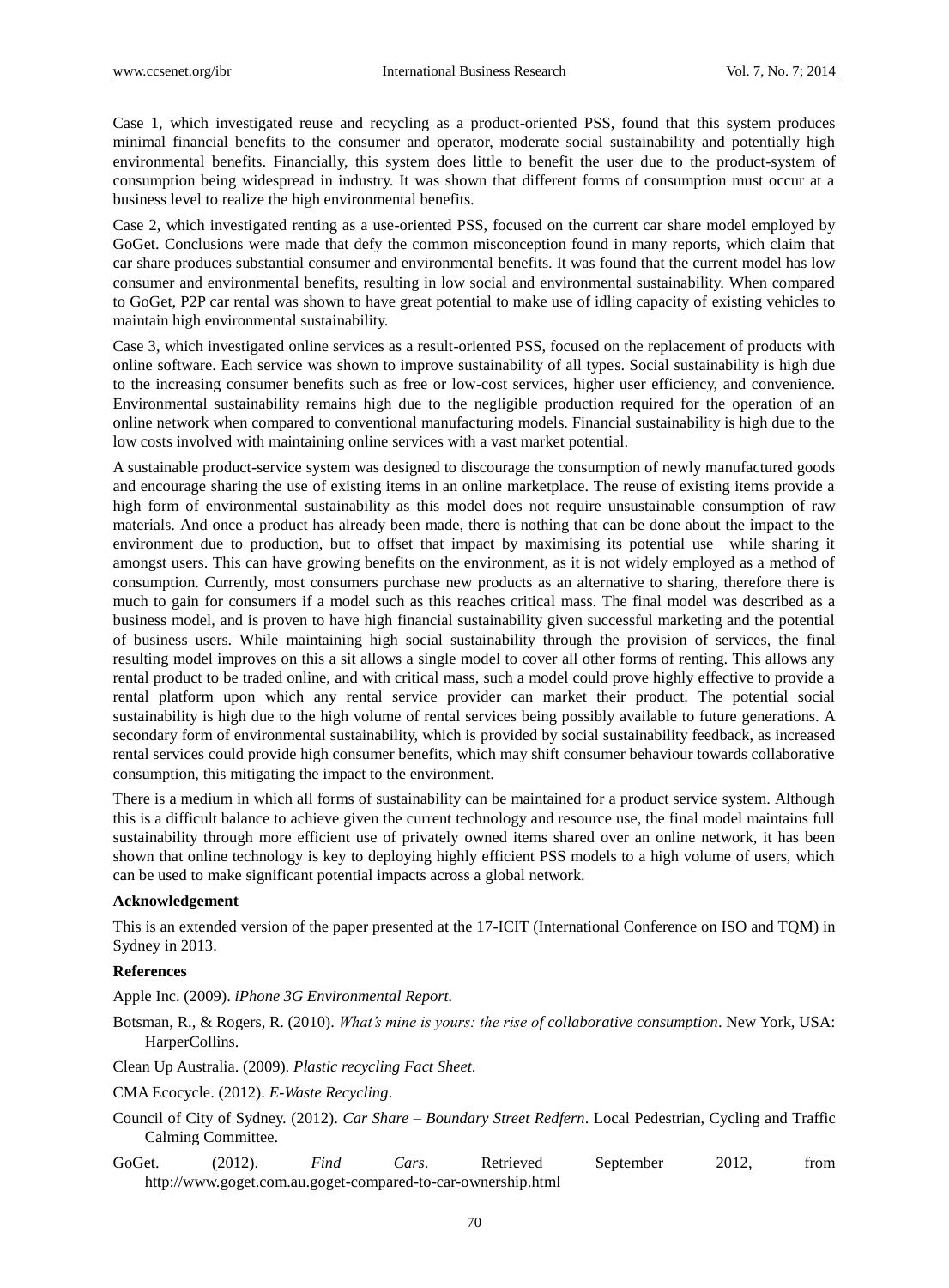Case 1, which investigated reuse and recycling as a product-oriented PSS, found that this system produces minimal financial benefits to the consumer and operator, moderate social sustainability and potentially high environmental benefits. Financially, this system does little to benefit the user due to the product-system of consumption being widespread in industry. It was shown that different forms of consumption must occur at a business level to realize the high environmental benefits.

Case 2, which investigated renting as a use-oriented PSS, focused on the current car share model employed by GoGet. Conclusions were made that defy the common misconception found in many reports, which claim that car share produces substantial consumer and environmental benefits. It was found that the current model has low consumer and environmental benefits, resulting in low social and environmental sustainability. When compared to GoGet, P2P car rental was shown to have great potential to make use of idling capacity of existing vehicles to maintain high environmental sustainability.

Case 3, which investigated online services as a result-oriented PSS, focused on the replacement of products with online software. Each service was shown to improve sustainability of all types. Social sustainability is high due to the increasing consumer benefits such as free or low-cost services, higher user efficiency, and convenience. Environmental sustainability remains high due to the negligible production required for the operation of an online network when compared to conventional manufacturing models. Financial sustainability is high due to the low costs involved with maintaining online services with a vast market potential.

A sustainable product-service system was designed to discourage the consumption of newly manufactured goods and encourage sharing the use of existing items in an online marketplace. The reuse of existing items provide a high form of environmental sustainability as this model does not require unsustainable consumption of raw materials. And once a product has already been made, there is nothing that can be done about the impact to the environment due to production, but to offset that impact by maximising its potential use while sharing it amongst users. This can have growing benefits on the environment, as it is not widely employed as a method of consumption. Currently, most consumers purchase new products as an alternative to sharing, therefore there is much to gain for consumers if a model such as this reaches critical mass. The final model was described as a business model, and is proven to have high financial sustainability given successful marketing and the potential of business users. While maintaining high social sustainability through the provision of services, the final resulting model improves on this a sit allows a single model to cover all other forms of renting. This allows any rental product to be traded online, and with critical mass, such a model could prove highly effective to provide a rental platform upon which any rental service provider can market their product. The potential social sustainability is high due to the high volume of rental services being possibly available to future generations. A secondary form of environmental sustainability, which is provided by social sustainability feedback, as increased rental services could provide high consumer benefits, which may shift consumer behaviour towards collaborative consumption, this mitigating the impact to the environment.

There is a medium in which all forms of sustainability can be maintained for a product service system. Although this is a difficult balance to achieve given the current technology and resource use, the final model maintains full sustainability through more efficient use of privately owned items shared over an online network, it has been shown that online technology is key to deploying highly efficient PSS models to a high volume of users, which can be used to make significant potential impacts across a global network.

**Acknowledgement**

This is an extended version of the paper presented at the 17-ICIT (International Conference on ISO and TQM) in Sydney in 2013.

**References**

Apple Inc. (2009). *iPhone 3G Environmental Report.*

Botsman, R., & Rogers, R. (2010). *What's mine is yours: the rise of collaborative consumption*. New York, USA: HarperCollins.

Clean Up Australia. (2009). *Plastic recycling Fact Sheet.*

CMA Ecocycle. (2012). *E-Waste Recycling*.

Council of City of Sydney. (2012). *Car Share – Boundary Street Redfern*. Local Pedestrian, Cycling and Traffic Calming Committee.

GoGet. (2012). *Find Cars*. Retrieved September 2012, from http://www.goget.com.au.goget-compared-to-car-ownership.html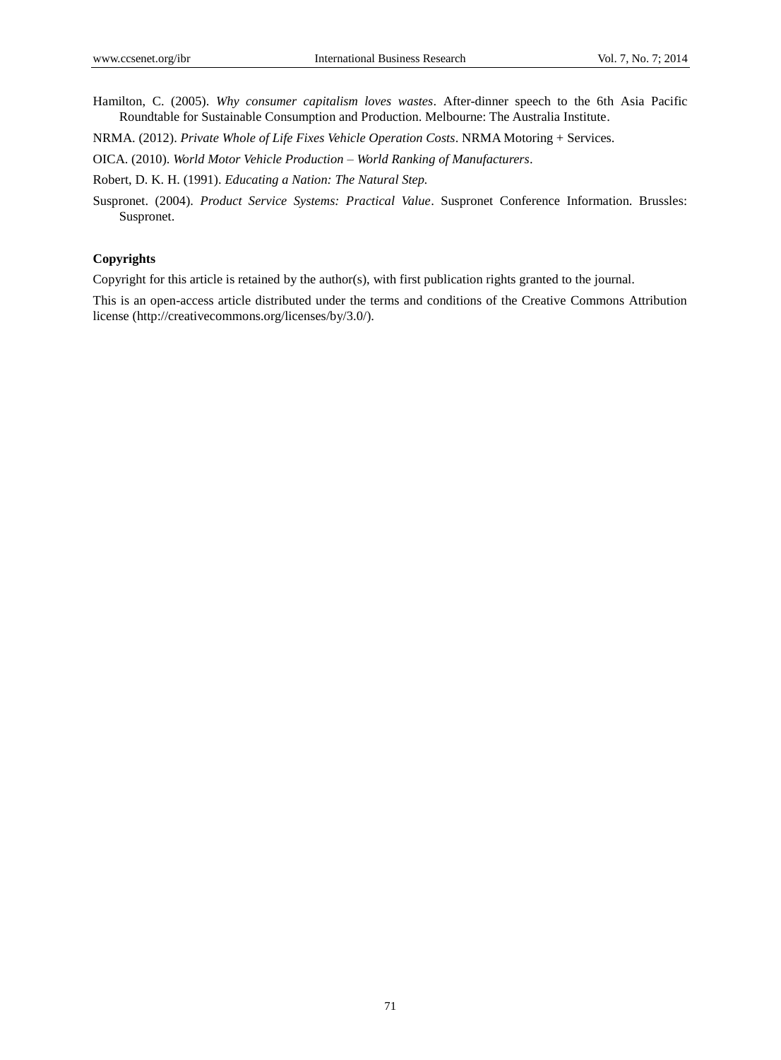Hamilton, C. (2005). *Why consumer capitalism loves wastes*. After-dinner speech to the 6th Asia Pacific Roundtable for Sustainable Consumption and Production. Melbourne: The Australia Institute.

NRMA. (2012). *Private Whole of Life Fixes Vehicle Operation Costs*. NRMA Motoring + Services.

OICA. (2010). *World Motor Vehicle Production – World Ranking of Manufacturers*.

Robert, D. K. H. (1991). *Educating a Nation: The Natural Step.*

Suspronet. (2004). *Product Service Systems: Practical Value*. Suspronet Conference Information. Brussles: Suspronet.

**Copyrights**

Copyright for this article is retained by the author(s), with first publication rights granted to the journal.

This is an open-access article distributed under the terms and conditions of the Creative Commons Attribution license (http://creativecommons.org/licenses/by/3.0/).